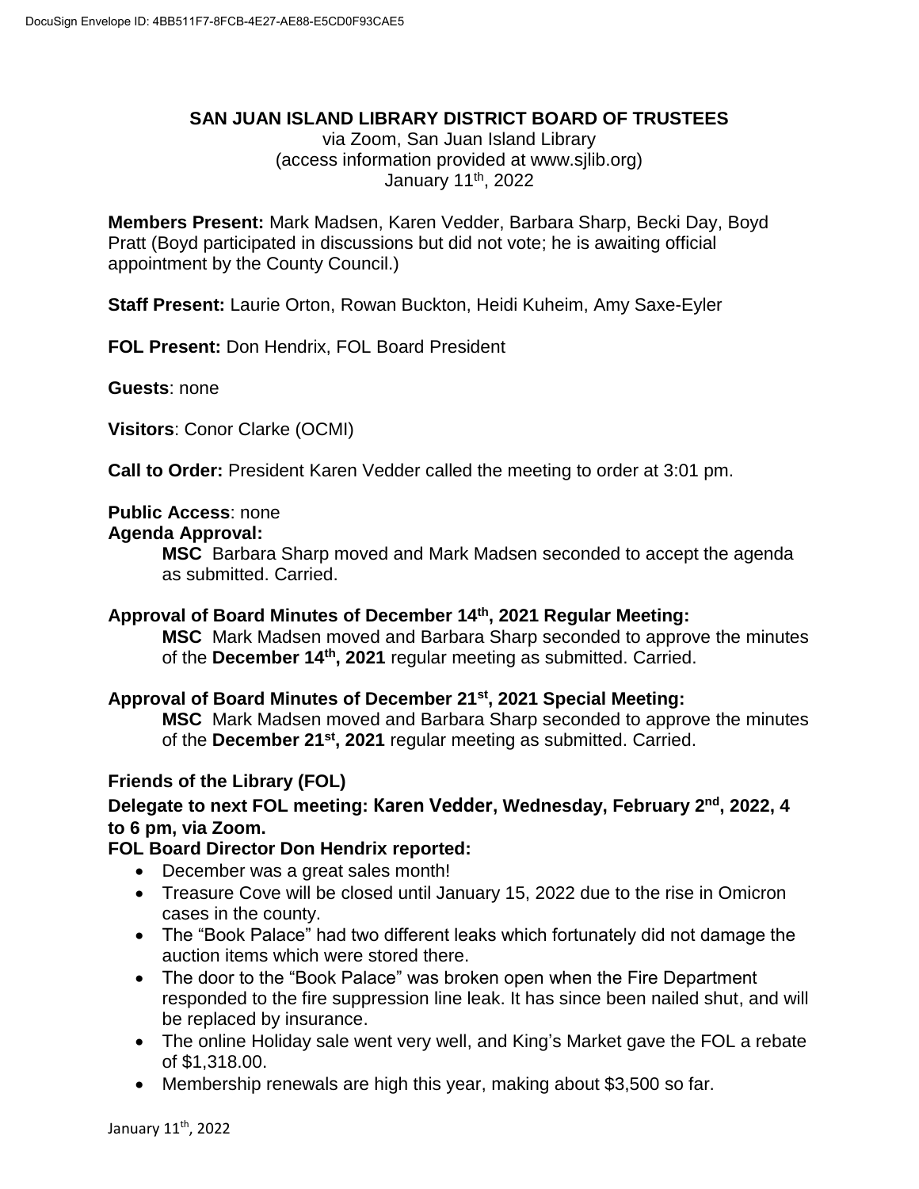# SAN JUAN ISLAND LIBRARY DISTRICT BOARD OF TRUSTEES

via Zoom, San Juan Island Library
(access information provided at www.sjlib.org)
January 11th, 2022

**Members Present:** Mark Madsen, Karen Vedder, Barbara Sharp, Becki Day, Boyd Pratt (Boyd participated in discussions but did not vote; he is awaiting official appointment by the County Council.)

**Staff Present:** Laurie Orton, Rowan Buckton, Heidi Kuheim, Amy Saxe-Eyler

**FOL Present:** Don Hendrix, FOL Board President

**Guests**: none

**Visitors**: Conor Clarke (OCMI)

**Call to Order:** President Karen Vedder called the meeting to order at 3:01 pm.

**Public Access**: none

**Agenda Approval:**

> **MSC** Barbara Sharp moved and Mark Madsen seconded to accept the agenda as submitted. Carried.

**Approval of Board Minutes of December 14th, 2021 Regular Meeting:**

> **MSC** Mark Madsen moved and Barbara Sharp seconded to approve the minutes of the **December 14th, 2021** regular meeting as submitted. Carried.

**Approval of Board Minutes of December 21st, 2021 Special Meeting:**

> **MSC** Mark Madsen moved and Barbara Sharp seconded to approve the minutes of the **December 21st, 2021** regular meeting as submitted. Carried.

**Friends of the Library (FOL)**

**Delegate to next FOL meeting: Karen Vedder, Wednesday, February 2nd, 2022, 4 to 6 pm, via Zoom.**

**FOL Board Director Don Hendrix reported:**

- December was a great sales month!
- Treasure Cove will be closed until January 15, 2022 due to the rise in Omicron cases in the county.
- The "Book Palace" had two different leaks which fortunately did not damage the auction items which were stored there.
- The door to the "Book Palace" was broken open when the Fire Department responded to the fire suppression line leak. It has since been nailed shut, and will be replaced by insurance.
- The online Holiday sale went very well, and King's Market gave the FOL a rebate of $1,318.00.
- Membership renewals are high this year, making about $3,500 so far.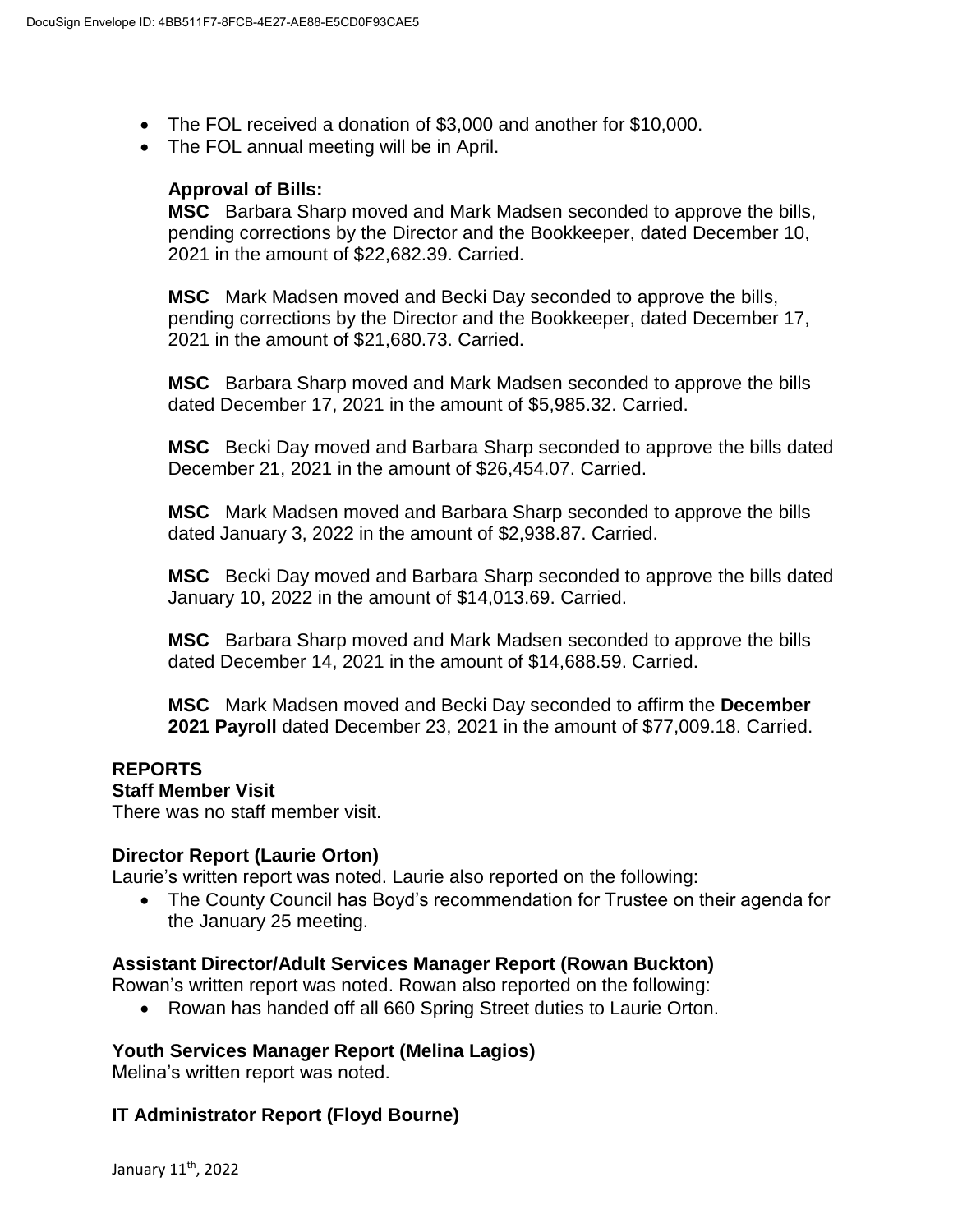- The FOL received a donation of $3,000 and another for $10,000.
- The FOL annual meeting will be in April.

**Approval of Bills:**

**MSC** Barbara Sharp moved and Mark Madsen seconded to approve the bills, pending corrections by the Director and the Bookkeeper, dated December 10, 2021 in the amount of $22,682.39. Carried.

**MSC** Mark Madsen moved and Becki Day seconded to approve the bills, pending corrections by the Director and the Bookkeeper, dated December 17, 2021 in the amount of $21,680.73. Carried.

**MSC** Barbara Sharp moved and Mark Madsen seconded to approve the bills dated December 17, 2021 in the amount of $5,985.32. Carried.

**MSC** Becki Day moved and Barbara Sharp seconded to approve the bills dated December 21, 2021 in the amount of $26,454.07. Carried.

**MSC** Mark Madsen moved and Barbara Sharp seconded to approve the bills dated January 3, 2022 in the amount of $2,938.87. Carried.

**MSC** Becki Day moved and Barbara Sharp seconded to approve the bills dated January 10, 2022 in the amount of $14,013.69. Carried.

**MSC** Barbara Sharp moved and Mark Madsen seconded to approve the bills dated December 14, 2021 in the amount of $14,688.59. Carried.

**MSC** Mark Madsen moved and Becki Day seconded to affirm the **December 2021 Payroll** dated December 23, 2021 in the amount of $77,009.18. Carried.

## REPORTS

**Staff Member Visit**

There was no staff member visit.

**Director Report (Laurie Orton)**

Laurie's written report was noted. Laurie also reported on the following:

- The County Council has Boyd's recommendation for Trustee on their agenda for the January 25 meeting.

**Assistant Director/Adult Services Manager Report (Rowan Buckton)**

Rowan's written report was noted. Rowan also reported on the following:

- Rowan has handed off all 660 Spring Street duties to Laurie Orton.

**Youth Services Manager Report (Melina Lagios)**

Melina's written report was noted.

**IT Administrator Report (Floyd Bourne)**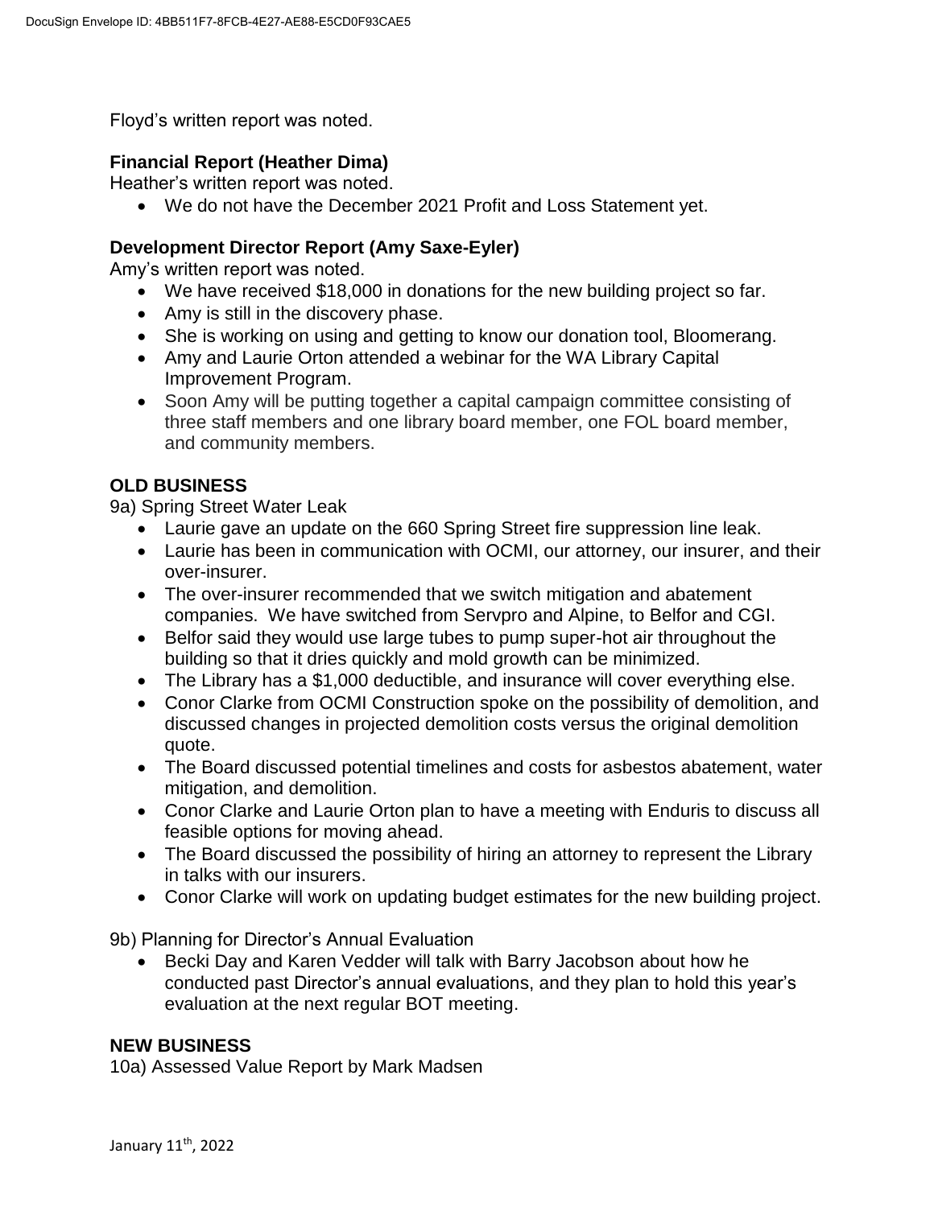Floyd's written report was noted.

**Financial Report (Heather Dima)**

Heather's written report was noted.

- We do not have the December 2021 Profit and Loss Statement yet.

**Development Director Report (Amy Saxe-Eyler)**

Amy's written report was noted.

- We have received $18,000 in donations for the new building project so far.
- Amy is still in the discovery phase.
- She is working on using and getting to know our donation tool, Bloomerang.
- Amy and Laurie Orton attended a webinar for the WA Library Capital Improvement Program.
- Soon Amy will be putting together a capital campaign committee consisting of three staff members and one library board member, one FOL board member, and community members.

**OLD BUSINESS**

9a) Spring Street Water Leak

- Laurie gave an update on the 660 Spring Street fire suppression line leak.
- Laurie has been in communication with OCMI, our attorney, our insurer, and their over-insurer.
- The over-insurer recommended that we switch mitigation and abatement companies. We have switched from Servpro and Alpine, to Belfor and CGI.
- Belfor said they would use large tubes to pump super-hot air throughout the building so that it dries quickly and mold growth can be minimized.
- The Library has a $1,000 deductible, and insurance will cover everything else.
- Conor Clarke from OCMI Construction spoke on the possibility of demolition, and discussed changes in projected demolition costs versus the original demolition quote.
- The Board discussed potential timelines and costs for asbestos abatement, water mitigation, and demolition.
- Conor Clarke and Laurie Orton plan to have a meeting with Enduris to discuss all feasible options for moving ahead.
- The Board discussed the possibility of hiring an attorney to represent the Library in talks with our insurers.
- Conor Clarke will work on updating budget estimates for the new building project.

9b) Planning for Director's Annual Evaluation

- Becki Day and Karen Vedder will talk with Barry Jacobson about how he conducted past Director's annual evaluations, and they plan to hold this year's evaluation at the next regular BOT meeting.

**NEW BUSINESS**

10a) Assessed Value Report by Mark Madsen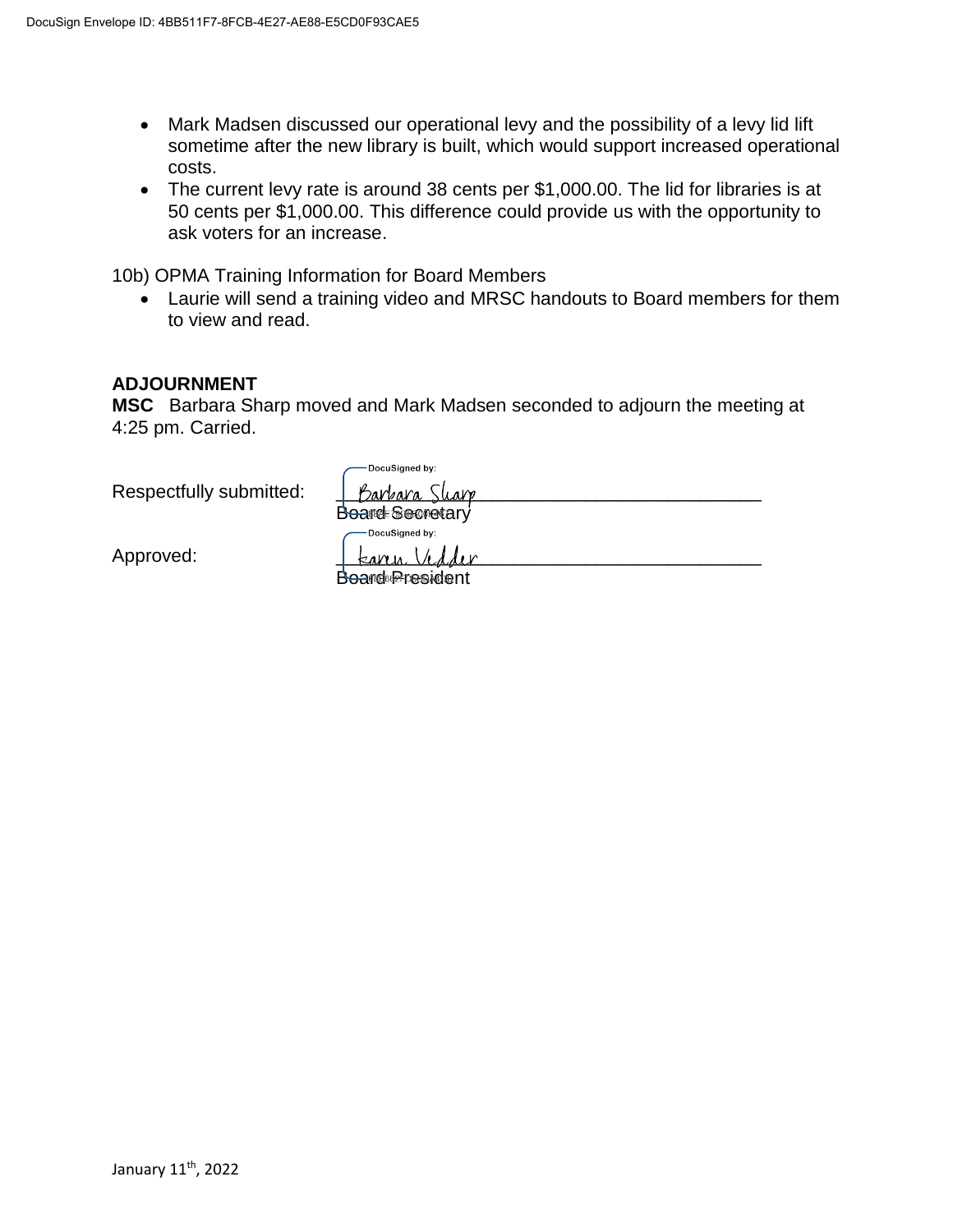- Mark Madsen discussed our operational levy and the possibility of a levy lid lift sometime after the new library is built, which would support increased operational costs.
- The current levy rate is around 38 cents per $1,000.00. The lid for libraries is at 50 cents per $1,000.00. This difference could provide us with the opportunity to ask voters for an increase.

10b) OPMA Training Information for Board Members

- Laurie will send a training video and MRSC handouts to Board members for them to view and read.

**ADJOURNMENT**

**MSC** Barbara Sharp moved and Mark Madsen seconded to adjourn the meeting at 4:25 pm. Carried.

Respectfully submitted: DocuSigned by: Barbara Sharp
Board Secretary

Approved: DocuSigned by: Karen Vedder
Board President

January 11th, 2022